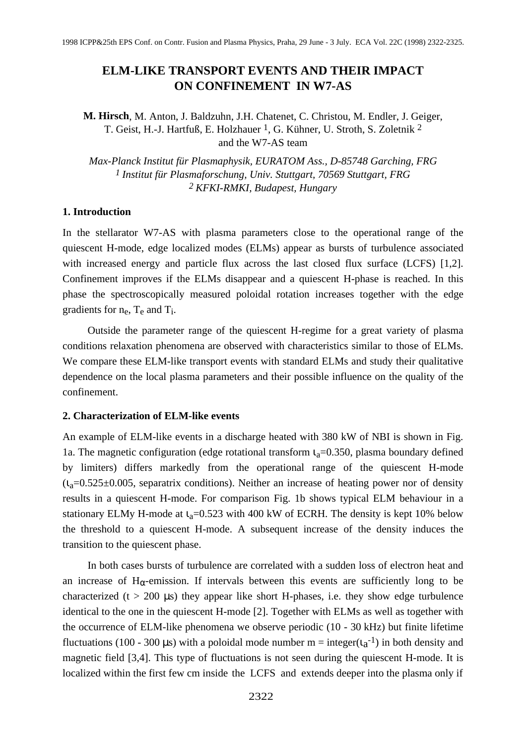# ELM-LIKE TRANSPORT EVENTS AND THEIR IMPACT ON CONFINEMENT IN W7-AS

**M. Hirsch**, M. Anton, J. Baldzuhn, J.H. Chatenet, C. Christou, M. Endler, J. Geiger, T. Geist, H.-J. Hartfuß, E. Holzhauer [1], G. Kühner, U. Stroth, S. Zoletnik [2] and the W7-AS team

*Max-Planck Institut für Plasmaphysik, EURATOM Ass., D-85748 Garching, FRG*
*[1] Institut für Plasmaforschung, Univ. Stuttgart, 70569 Stuttgart, FRG*
*[2] KFKI-RMKI, Budapest, Hungary*

## 1. Introduction

In the stellarator W7-AS with plasma parameters close to the operational range of the quiescent H-mode, edge localized modes (ELMs) appear as bursts of turbulence associated with increased energy and particle flux across the last closed flux surface (LCFS) [1,2]. Confinement improves if the ELMs disappear and a quiescent H-phase is reached. In this phase the spectroscopically measured poloidal rotation increases together with the edge gradients for $n_e$, $T_e$ and $T_i$.

Outside the parameter range of the quiescent H-regime for a great variety of plasma conditions relaxation phenomena are observed with characteristics similar to those of ELMs. We compare these ELM-like transport events with standard ELMs and study their qualitative dependence on the local plasma parameters and their possible influence on the quality of the confinement.

## 2. Characterization of ELM-like events

An example of ELM-like events in a discharge heated with 380 kW of NBI is shown in Fig. 1a. The magnetic configuration (edge rotational transform $\iota_a$=0.350, plasma boundary defined by limiters) differs markedly from the operational range of the quiescent H-mode ($\iota_a$=0.525±0.005, separatrix conditions). Neither an increase of heating power nor of density results in a quiescent H-mode. For comparison Fig. 1b shows typical ELM behaviour in a stationary ELMy H-mode at $\iota_a$=0.523 with 400 kW of ECRH. The density is kept 10% below the threshold to a quiescent H-mode. A subsequent increase of the density induces the transition to the quiescent phase.

In both cases bursts of turbulence are correlated with a sudden loss of electron heat and an increase of $H_\alpha$-emission. If intervals between this events are sufficiently long to be characterized (t > 200 μs) they appear like short H-phases, i.e. they show edge turbulence identical to the one in the quiescent H-mode [2]. Together with ELMs as well as together with the occurrence of ELM-like phenomena we observe periodic (10 - 30 kHz) but finite lifetime fluctuations (100 - 300 μs) with a poloidal mode number m = integer($\iota_a^{-1}$) in both density and magnetic field [3,4]. This type of fluctuations is not seen during the quiescent H-mode. It is localized within the first few cm inside the LCFS and extends deeper into the plasma only if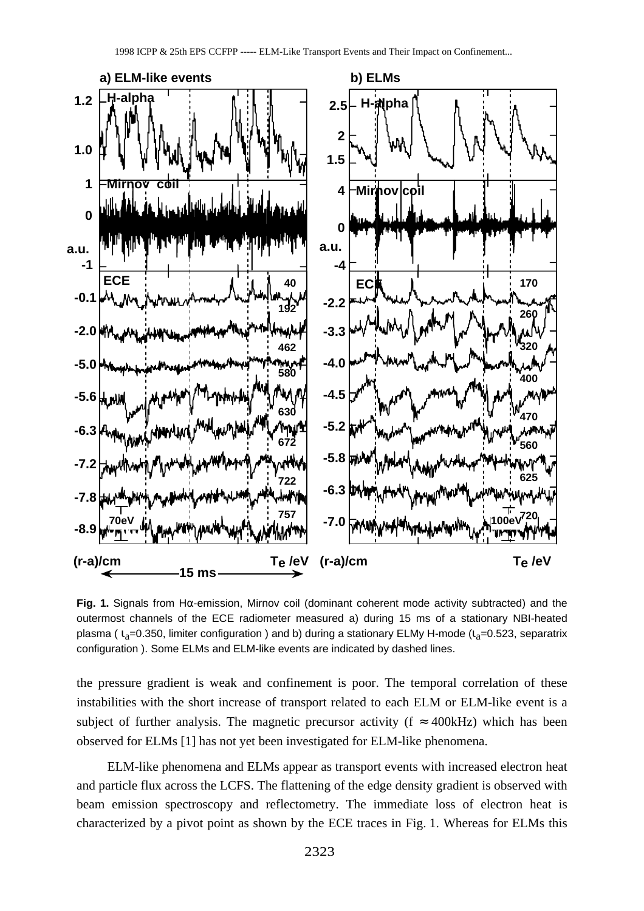**Fig. 1.** Signals from Hα-emission, Mirnov coil (dominant coherent mode activity subtracted) and the outermost channels of the ECE radiometer measured a) during 15 ms of a stationary NBI-heated plasma ( $\iota_a$=0.350, limiter configuration ) and b) during a stationary ELMy H-mode ($\iota_a$=0.523, separatrix configuration ). Some ELMs and ELM-like events are indicated by dashed lines.

the pressure gradient is weak and confinement is poor. The temporal correlation of these instabilities with the short increase of transport related to each ELM or ELM-like event is a subject of further analysis. The magnetic precursor activity (f $\approx$ 400kHz) which has been observed for ELMs [1] has not yet been investigated for ELM-like phenomena.

ELM-like phenomena and ELMs appear as transport events with increased electron heat and particle flux across the LCFS. The flattening of the edge density gradient is observed with beam emission spectroscopy and reflectometry. The immediate loss of electron heat is characterized by a pivot point as shown by the ECE traces in Fig. 1. Whereas for ELMs this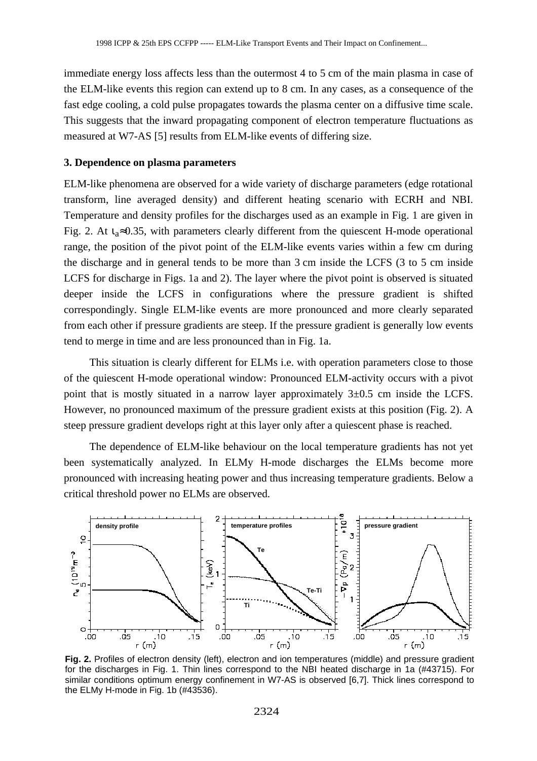immediate energy loss affects less than the outermost 4 to 5 cm of the main plasma in case of the ELM-like events this region can extend up to 8 cm. In any cases, as a consequence of the fast edge cooling, a cold pulse propagates towards the plasma center on a diffusive time scale. This suggests that the inward propagating component of electron temperature fluctuations as measured at W7-AS [5] results from ELM-like events of differing size.

### 3. Dependence on plasma parameters

ELM-like phenomena are observed for a wide variety of discharge parameters (edge rotational transform, line averaged density) and different heating scenario with ECRH and NBI. Temperature and density profiles for the discharges used as an example in Fig. 1 are given in Fig. 2. At $\iota_a \approx 0.35$, with parameters clearly different from the quiescent H-mode operational range, the position of the pivot point of the ELM-like events varies within a few cm during the discharge and in general tends to be more than 3 cm inside the LCFS (3 to 5 cm inside LCFS for discharge in Figs. 1a and 2). The layer where the pivot point is observed is situated deeper inside the LCFS in configurations where the pressure gradient is shifted correspondingly. Single ELM-like events are more pronounced and more clearly separated from each other if pressure gradients are steep. If the pressure gradient is generally low events tend to merge in time and are less pronounced than in Fig. 1a.

This situation is clearly different for ELMs i.e. with operation parameters close to those of the quiescent H-mode operational window: Pronounced ELM-activity occurs with a pivot point that is mostly situated in a narrow layer approximately 3±0.5 cm inside the LCFS. However, no pronounced maximum of the pressure gradient exists at this position (Fig. 2). A steep pressure gradient develops right at this layer only after a quiescent phase is reached.

The dependence of ELM-like behaviour on the local temperature gradients has not yet been systematically analyzed. In ELMy H-mode discharges the ELMs become more pronounced with increasing heating power and thus increasing temperature gradients. Below a critical threshold power no ELMs are observed.

density profile
$n_e$ ($10^{19}$ m$^{-3}$)
r (m)

temperature profiles
$T_e$ (keV)
Te
Te-Ti
Ti
r (m)

pressure gradient
$-\nabla p$ (Pa/m) $*10^4$
r (m)

**Fig. 2.** Profiles of electron density (left), electron and ion temperatures (middle) and pressure gradient for the discharges in Fig. 1. Thin lines correspond to the NBI heated discharge in 1a (#43715). For similar conditions optimum energy confinement in W7-AS is observed [6,7]. Thick lines correspond to the ELMy H-mode in Fig. 1b (#43536).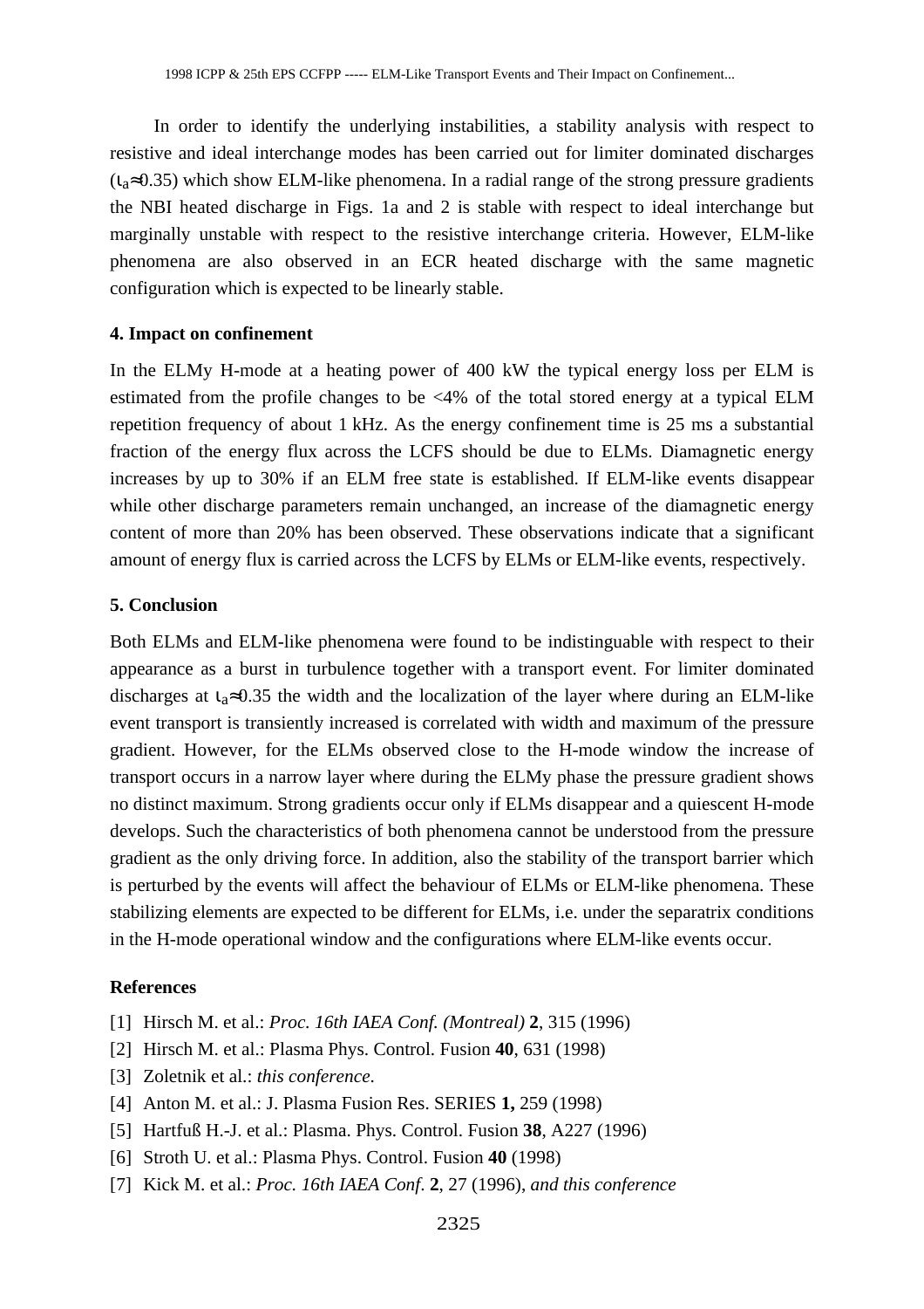In order to identify the underlying instabilities, a stability analysis with respect to resistive and ideal interchange modes has been carried out for limiter dominated discharges ($\iota_a \approx 0.35$) which show ELM-like phenomena. In a radial range of the strong pressure gradients the NBI heated discharge in Figs. 1a and 2 is stable with respect to ideal interchange but marginally unstable with respect to the resistive interchange criteria. However, ELM-like phenomena are also observed in an ECR heated discharge with the same magnetic configuration which is expected to be linearly stable.

## 4. Impact on confinement

In the ELMy H-mode at a heating power of 400 kW the typical energy loss per ELM is estimated from the profile changes to be <4% of the total stored energy at a typical ELM repetition frequency of about 1 kHz. As the energy confinement time is 25 ms a substantial fraction of the energy flux across the LCFS should be due to ELMs. Diamagnetic energy increases by up to 30% if an ELM free state is established. If ELM-like events disappear while other discharge parameters remain unchanged, an increase of the diamagnetic energy content of more than 20% has been observed. These observations indicate that a significant amount of energy flux is carried across the LCFS by ELMs or ELM-like events, respectively.

## 5. Conclusion

Both ELMs and ELM-like phenomena were found to be indistinguable with respect to their appearance as a burst in turbulence together with a transport event. For limiter dominated discharges at $\iota_a \approx 0.35$ the width and the localization of the layer where during an ELM-like event transport is transiently increased is correlated with width and maximum of the pressure gradient. However, for the ELMs observed close to the H-mode window the increase of transport occurs in a narrow layer where during the ELMy phase the pressure gradient shows no distinct maximum. Strong gradients occur only if ELMs disappear and a quiescent H-mode develops. Such the characteristics of both phenomena cannot be understood from the pressure gradient as the only driving force. In addition, also the stability of the transport barrier which is perturbed by the events will affect the behaviour of ELMs or ELM-like phenomena. These stabilizing elements are expected to be different for ELMs, i.e. under the separatrix conditions in the H-mode operational window and the configurations where ELM-like events occur.

## References

[1] Hirsch M. et al.: *Proc. 16th IAEA Conf. (Montreal)* **2**, 315 (1996)
[2] Hirsch M. et al.: Plasma Phys. Control. Fusion **40**, 631 (1998)
[3] Zoletnik et al.: *this conference.*
[4] Anton M. et al.: J. Plasma Fusion Res. SERIES **1,** 259 (1998)
[5] Hartfuß H.-J. et al.: Plasma. Phys. Control. Fusion **38**, A227 (1996)
[6] Stroth U. et al.: Plasma Phys. Control. Fusion **40** (1998)
[7] Kick M. et al.: *Proc. 16th IAEA Conf.* **2**, 27 (1996), *and this conference*